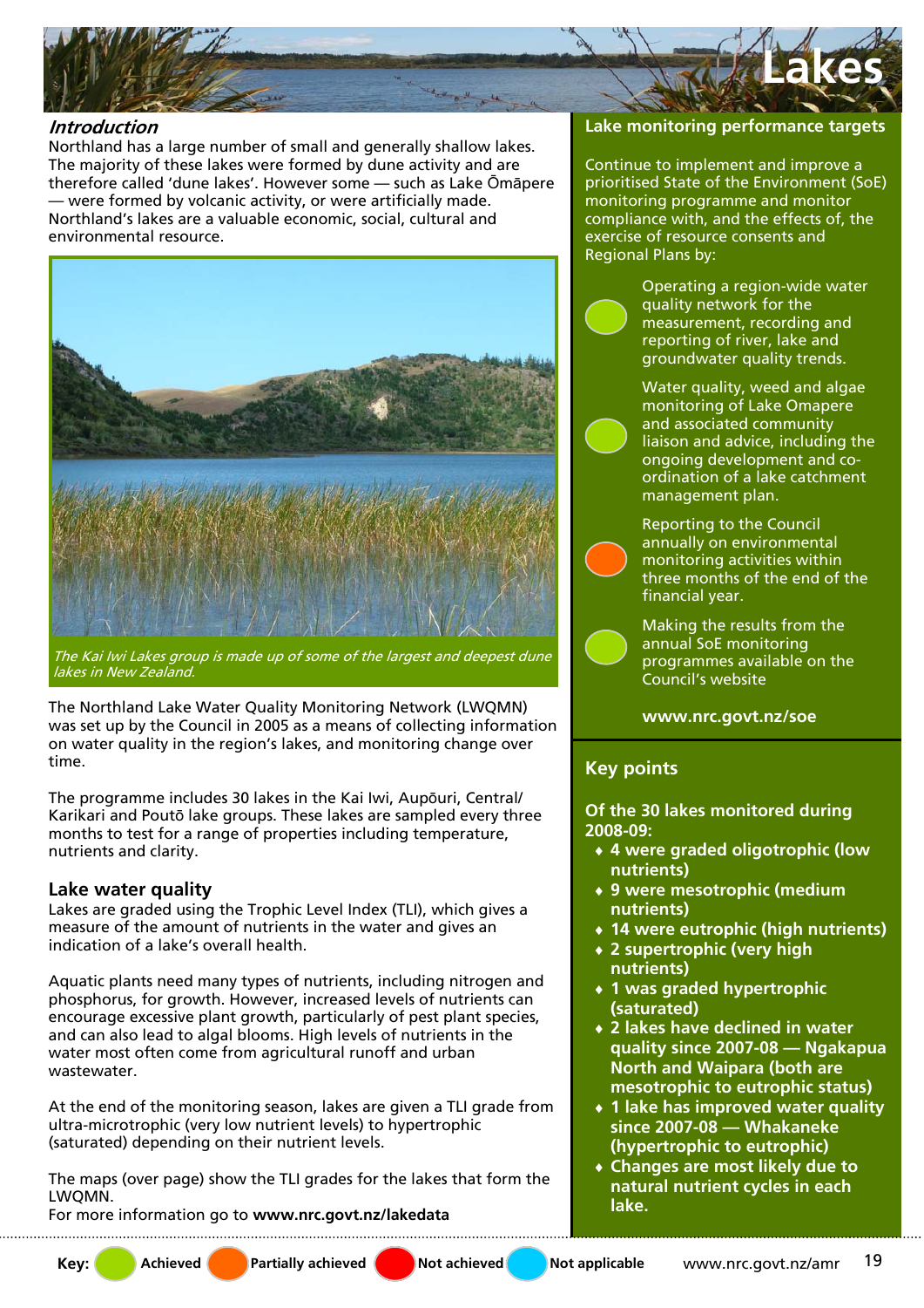# Lakes

## *Introduction*

Northland has a large number of small and generally shallow lakes. The majority of these lakes were formed by dune activity and are therefore called 'dune lakes'. However some — such as Lake Ōmāpere — were formed by volcanic activity, or were artificially made. Northland's lakes are a valuable economic, social, cultural and environmental resource.

*The Kai Iwi Lakes group is made up of some of the largest and deepest dune lakes in New Zealand.*

The Northland Lake Water Quality Monitoring Network (LWQMN) was set up by the Council in 2005 as a means of collecting information on water quality in the region's lakes, and monitoring change over time.

The programme includes 30 lakes in the Kai Iwi, Aupōuri, Central/Karikari and Poutō lake groups. These lakes are sampled every three months to test for a range of properties including temperature, nutrients and clarity.

## Lake water quality

Lakes are graded using the Trophic Level Index (TLI), which gives a measure of the amount of nutrients in the water and gives an indication of a lake's overall health.

Aquatic plants need many types of nutrients, including nitrogen and phosphorus, for growth. However, increased levels of nutrients can encourage excessive plant growth, particularly of pest plant species, and can also lead to algal blooms. High levels of nutrients in the water most often come from agricultural runoff and urban wastewater.

At the end of the monitoring season, lakes are given a TLI grade from ultra-microtrophic (very low nutrient levels) to hypertrophic (saturated) depending on their nutrient levels.

The maps (over page) show the TLI grades for the lakes that form the LWQMN.
For more information go to **www.nrc.govt.nz/lakedata**

## Lake monitoring performance targets

Continue to implement and improve a prioritised State of the Environment (SoE) monitoring programme and monitor compliance with, and the effects of, the exercise of resource consents and Regional Plans by:

- (Achieved) Operating a region-wide water quality network for the measurement, recording and reporting of river, lake and groundwater quality trends.
- (Achieved) Water quality, weed and algae monitoring of Lake Omapere and associated community liaison and advice, including the ongoing development and co-ordination of a lake catchment management plan.
- (Partially achieved) Reporting to the Council annually on environmental monitoring activities within three months of the end of the financial year.
- (Achieved) Making the results from the annual SoE monitoring programmes available on the Council's website

**www.nrc.govt.nz/soe**

## Key points

**Of the 30 lakes monitored during 2008-09:**

- **4 were graded oligotrophic (low nutrients)**
- **9 were mesotrophic (medium nutrients)**
- **14 were eutrophic (high nutrients)**
- **2 supertrophic (very high nutrients)**
- **1 was graded hypertrophic (saturated)**
- **2 lakes have declined in water quality since 2007-08 — Ngakapua North and Waipara (both are mesotrophic to eutrophic status)**
- **1 lake has improved water quality since 2007-08 — Whakaneke (hypertrophic to eutrophic)**
- **Changes are most likely due to natural nutrient cycles in each lake.**

Key: Achieved | Partially achieved | Not achieved | Not applicable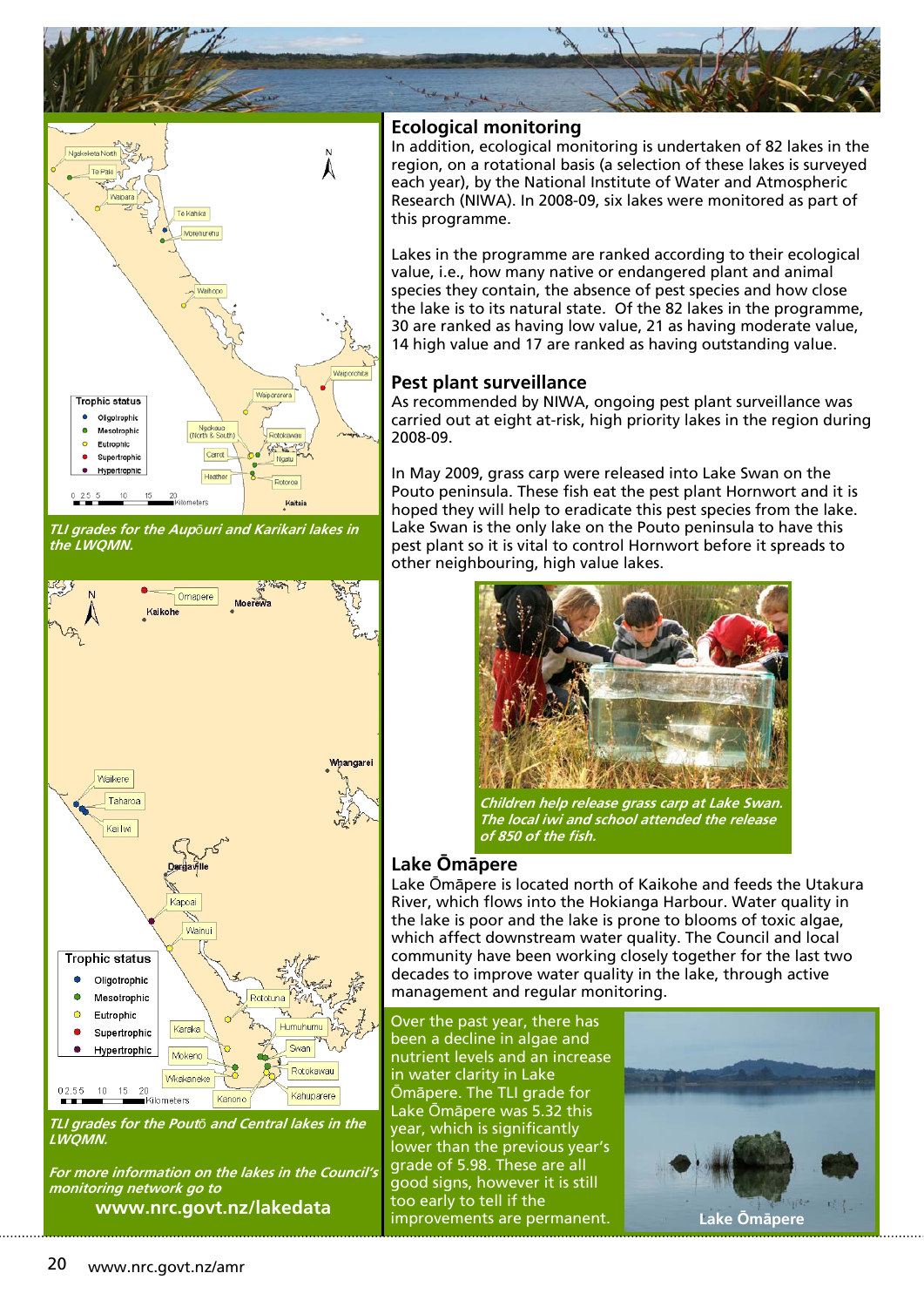TLI grades for the Aupōuri and Karikari lakes in the LWQMN.

TLI grades for the Poutō and Central lakes in the LWQMN.

*For more information on the lakes in the Council's monitoring network go to*

**www.nrc.govt.nz/lakedata**

## Ecological monitoring

In addition, ecological monitoring is undertaken of 82 lakes in the region, on a rotational basis (a selection of these lakes is surveyed each year), by the National Institute of Water and Atmospheric Research (NIWA). In 2008-09, six lakes were monitored as part of this programme.

Lakes in the programme are ranked according to their ecological value, i.e., how many native or endangered plant and animal species they contain, the absence of pest species and how close the lake is to its natural state. Of the 82 lakes in the programme, 30 are ranked as having low value, 21 as having moderate value, 14 high value and 17 are ranked as having outstanding value.

## Pest plant surveillance

As recommended by NIWA, ongoing pest plant surveillance was carried out at eight at-risk, high priority lakes in the region during 2008-09.

In May 2009, grass carp were released into Lake Swan on the Pouto peninsula. These fish eat the pest plant Hornwort and it is hoped they will help to eradicate this pest species from the lake. Lake Swan is the only lake on the Pouto peninsula to have this pest plant so it is vital to control Hornwort before it spreads to other neighbouring, high value lakes.

*Children help release grass carp at Lake Swan. The local iwi and school attended the release of 850 of the fish.*

## Lake Ōmāpere

Lake Ōmāpere is located north of Kaikohe and feeds the Utakura River, which flows into the Hokianga Harbour. Water quality in the lake is poor and the lake is prone to blooms of toxic algae, which affect downstream water quality. The Council and local community have been working closely together for the last two decades to improve water quality in the lake, through active management and regular monitoring.

Over the past year, there has been a decline in algae and nutrient levels and an increase in water clarity in Lake Ōmāpere. The TLI grade for Lake Ōmāpere was 5.32 this year, which is significantly lower than the previous year's grade of 5.98. These are all good signs, however it is still too early to tell if the improvements are permanent.

Lake Ōmāpere